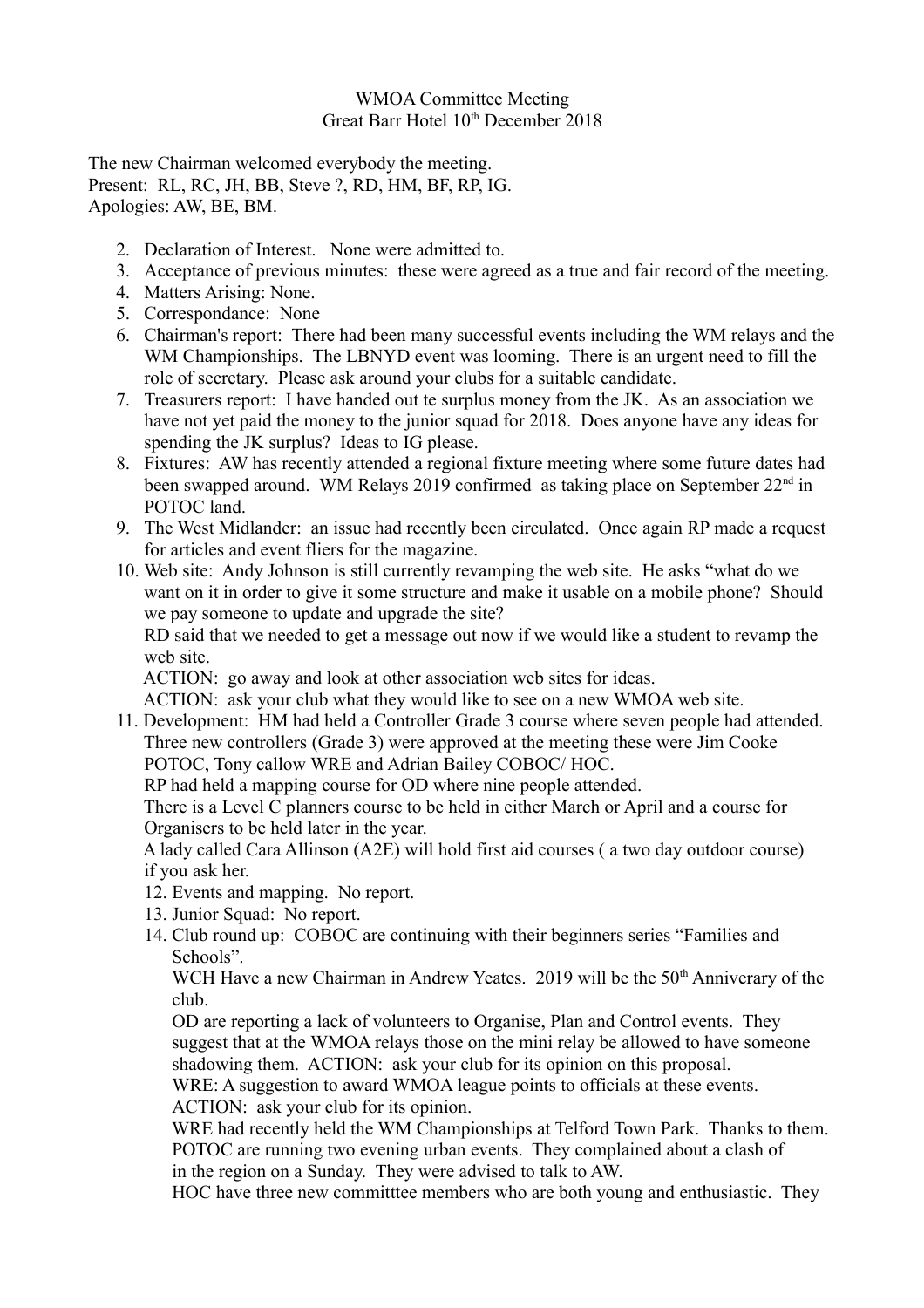WMOA Committee Meeting
Great Barr Hotel 10th December 2018

The new Chairman welcomed everybody the meeting.
Present: RL, RC, JH, BB, Steve ?, RD, HM, BF, RP, IG.
Apologies: AW, BE, BM.

2. Declaration of Interest. None were admitted to.
3. Acceptance of previous minutes: these were agreed as a true and fair record of the meeting.
4. Matters Arising: None.
5. Correspondance: None
6. Chairman's report: There had been many successful events including the WM relays and the WM Championships. The LBNYD event was looming. There is an urgent need to fill the role of secretary. Please ask around your clubs for a suitable candidate.
7. Treasurers report: I have handed out te surplus money from the JK. As an association we have not yet paid the money to the junior squad for 2018. Does anyone have any ideas for spending the JK surplus? Ideas to IG please.
8. Fixtures: AW has recently attended a regional fixture meeting where some future dates had been swapped around. WM Relays 2019 confirmed as taking place on September 22nd in POTOC land.
9. The West Midlander: an issue had recently been circulated. Once again RP made a request for articles and event fliers for the magazine.
10. Web site: Andy Johnson is still currently revamping the web site. He asks "what do we want on it in order to give it some structure and make it usable on a mobile phone? Should we pay someone to update and upgrade the site?
    RD said that we needed to get a message out now if we would like a student to revamp the web site.
    ACTION: go away and look at other association web sites for ideas.
    ACTION: ask your club what they would like to see on a new WMOA web site.
11. Development: HM had held a Controller Grade 3 course where seven people had attended. Three new controllers (Grade 3) were approved at the meeting these were Jim Cooke POTOC, Tony callow WRE and Adrian Bailey COBOC/ HOC.
    RP had held a mapping course for OD where nine people attended.
    There is a Level C planners course to be held in either March or April and a course for Organisers to be held later in the year.
    A lady called Cara Allinson (A2E) will hold first aid courses ( a two day outdoor course) if you ask her.
12. Events and mapping. No report.
13. Junior Squad: No report.
14. Club round up: COBOC are continuing with their beginners series "Families and Schools".
    WCH Have a new Chairman in Andrew Yeates. 2019 will be the 50th Anniverary of the club.
    OD are reporting a lack of volunteers to Organise, Plan and Control events. They suggest that at the WMOA relays those on the mini relay be allowed to have someone shadowing them. ACTION: ask your club for its opinion on this proposal.
    WRE: A suggestion to award WMOA league points to officials at these events.
    ACTION: ask your club for its opinion.
    WRE had recently held the WM Championships at Telford Town Park. Thanks to them.
    POTOC are running two evening urban events. They complained about a clash of in the region on a Sunday. They were advised to talk to AW.
    HOC have three new committtee members who are both young and enthusiastic. They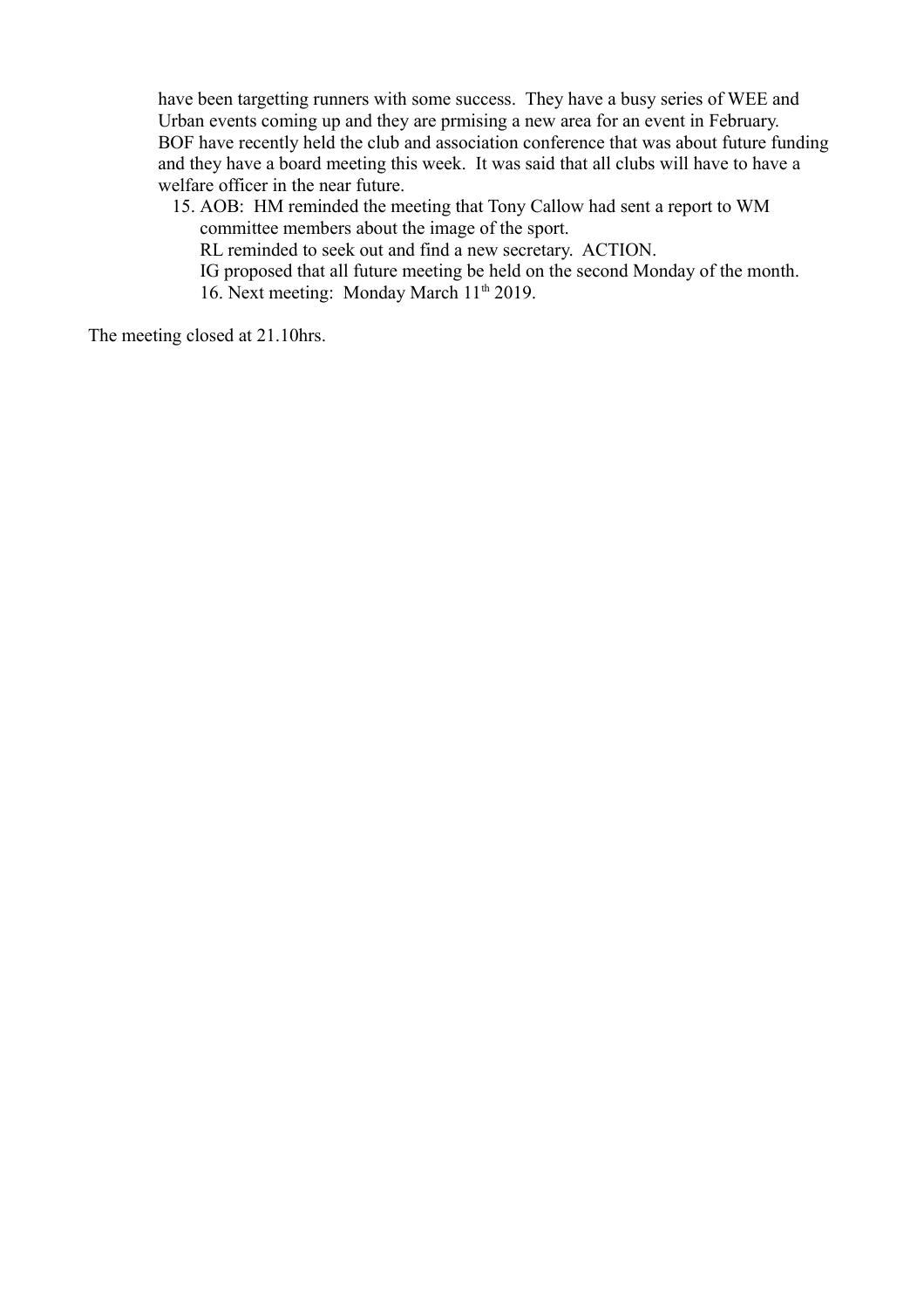have been targetting runners with some success. They have a busy series of WEE and Urban events coming up and they are prmising a new area for an event in February. BOF have recently held the club and association conference that was about future funding and they have a board meeting this week. It was said that all clubs will have to have a welfare officer in the near future.

15. AOB: HM reminded the meeting that Tony Callow had sent a report to WM committee members about the image of the sport.
    RL reminded to seek out and find a new secretary. ACTION.
    IG proposed that all future meeting be held on the second Monday of the month.
16. Next meeting: Monday March 11th 2019.

The meeting closed at 21.10hrs.